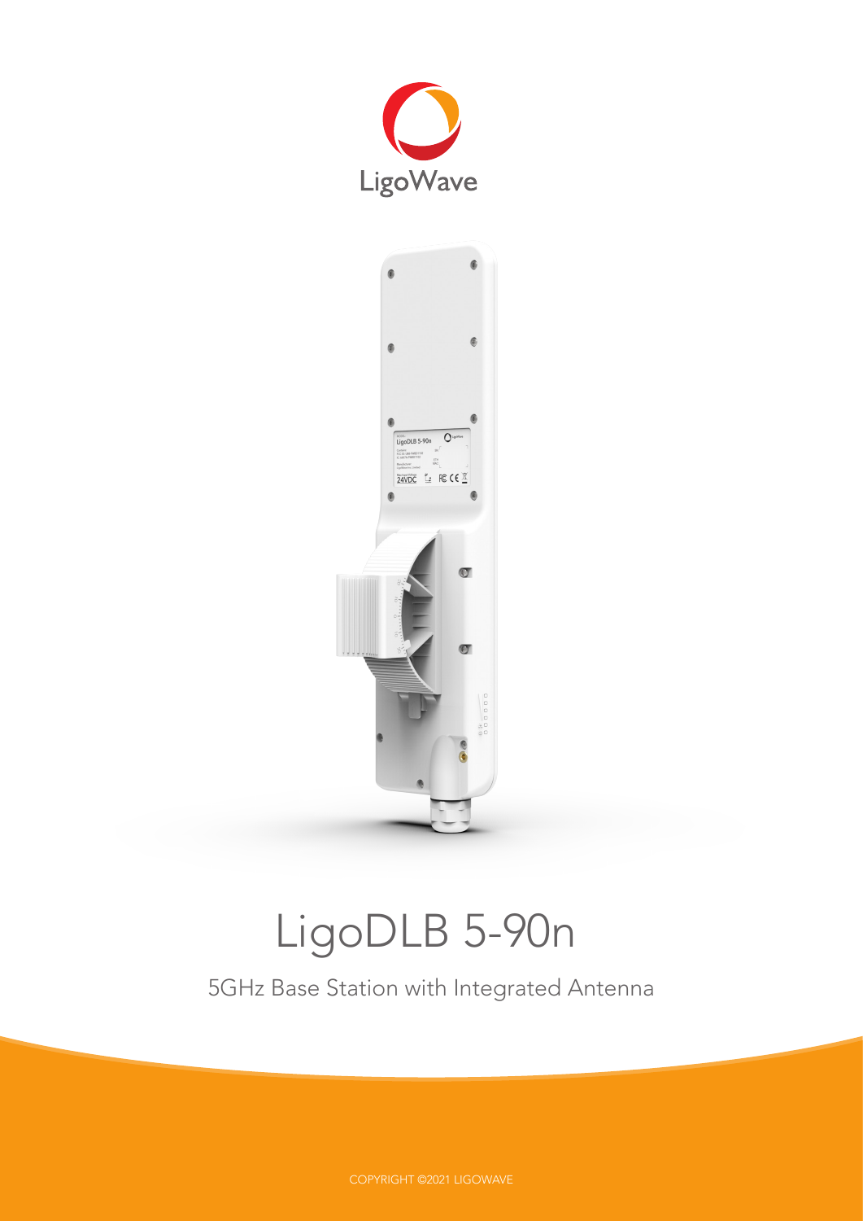LigoWave

# LigoDLB 5-90n

5GHz Base Station with Integrated Antenna

COPYRIGHT ©2021 LIGOWAVE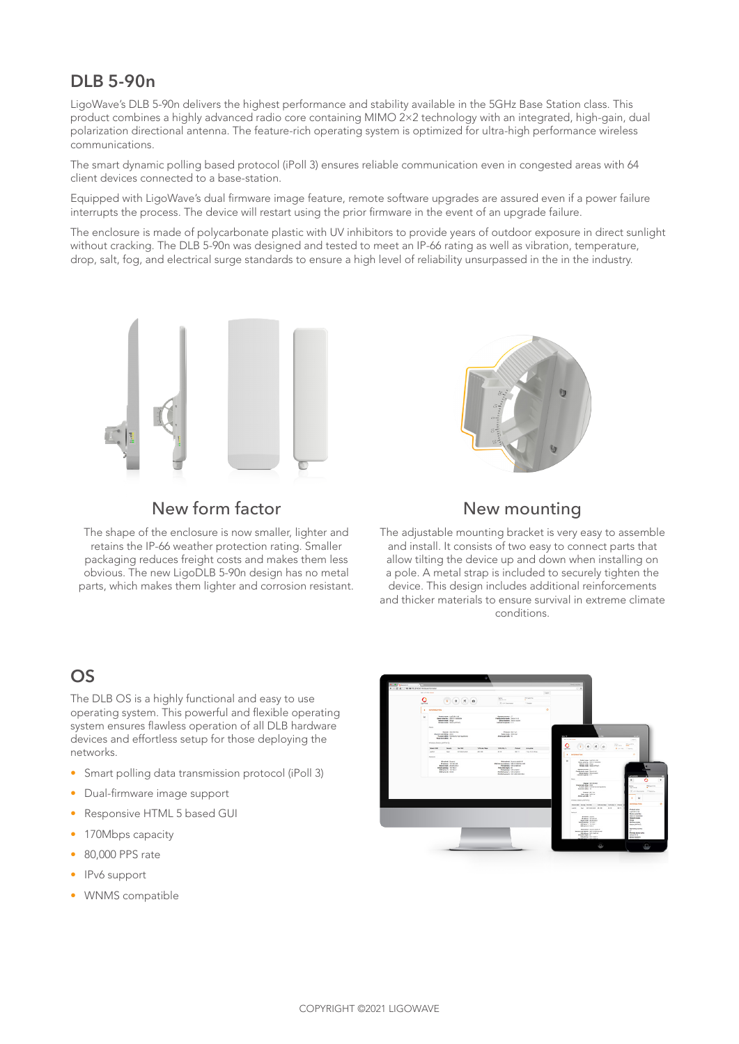## DLB 5-90n

LigoWave's DLB 5-90n delivers the highest performance and stability available in the 5GHz Base Station class. This product combines a highly advanced radio core containing MIMO 2×2 technology with an integrated, high-gain, dual polarization directional antenna. The feature-rich operating system is optimized for ultra-high performance wireless communications.

The smart dynamic polling based protocol (iPoll 3) ensures reliable communication even in congested areas with 64 client devices connected to a base-station.

Equipped with LigoWave's dual firmware image feature, remote software upgrades are assured even if a power failure interrupts the process. The device will restart using the prior firmware in the event of an upgrade failure.

The enclosure is made of polycarbonate plastic with UV inhibitors to provide years of outdoor exposure in direct sunlight without cracking. The DLB 5-90n was designed and tested to meet an IP-66 rating as well as vibration, temperature, drop, salt, fog, and electrical surge standards to ensure a high level of reliability unsurpassed in the in the industry.

### New form factor

The shape of the enclosure is now smaller, lighter and retains the IP-66 weather protection rating. Smaller packaging reduces freight costs and makes them less obvious. The new LigoDLB 5-90n design has no metal parts, which makes them lighter and corrosion resistant.

### New mounting

The adjustable mounting bracket is very easy to assemble and install. It consists of two easy to connect parts that allow tilting the device up and down when installing on a pole. A metal strap is included to securely tighten the device. This design includes additional reinforcements and thicker materials to ensure survival in extreme climate conditions.

## OS

The DLB OS is a highly functional and easy to use operating system. This powerful and flexible operating system ensures flawless operation of all DLB hardware devices and effortless setup for those deploying the networks.

- Smart polling data transmission protocol (iPoll 3)
- Dual-firmware image support
- Responsive HTML 5 based GUI
- 170Mbps capacity
- 80,000 PPS rate
- IPv6 support
- WNMS compatible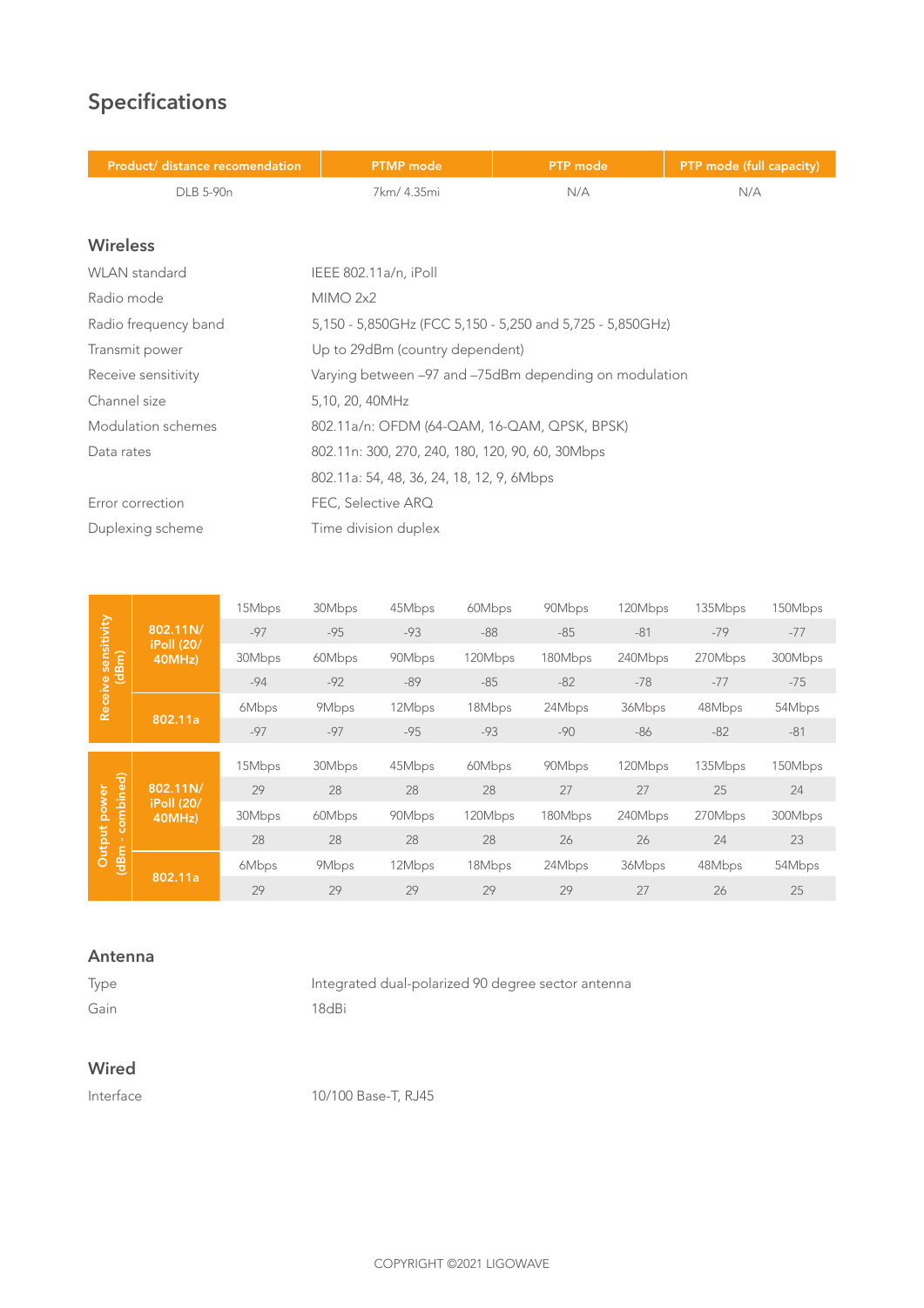# Specifications

| Product/ distance recomendation | PTMP mode | PTP mode | PTP mode (full capacity) |
|---|---|---|---|
| DLB 5-90n | 7km/ 4.35mi | N/A | N/A |

## Wireless

| | |
|---|---|
| WLAN standard | IEEE 802.11a/n, iPoll |
| Radio mode | MIMO 2x2 |
| Radio frequency band | 5,150 - 5,850GHz (FCC 5,150 - 5,250 and 5,725 - 5,850GHz) |
| Transmit power | Up to 29dBm (country dependent) |
| Receive sensitivity | Varying between –97 and –75dBm depending on modulation |
| Channel size | 5,10, 20, 40MHz |
| Modulation schemes | 802.11a/n: OFDM (64-QAM, 16-QAM, QPSK, BPSK) |
| Data rates | 802.11n: 300, 270, 240, 180, 120, 90, 60, 30Mbps |
| | 802.11a: 54, 48, 36, 24, 18, 12, 9, 6Mbps |
| Error correction | FEC, Selective ARQ |
| Duplexing scheme | Time division duplex |

| | | | | | | | | | |
|---|---|---|---|---|---|---|---|---|---|
| Receive sensitivity (dBm) | 802.11N/ iPoll (20/ 40MHz) | 15Mbps | 30Mbps | 45Mbps | 60Mbps | 90Mbps | 120Mbps | 135Mbps | 150Mbps |
| | | -97 | -95 | -93 | -88 | -85 | -81 | -79 | -77 |
| | | 30Mbps | 60Mbps | 90Mbps | 120Mbps | 180Mbps | 240Mbps | 270Mbps | 300Mbps |
| | | -94 | -92 | -89 | -85 | -82 | -78 | -77 | -75 |
| | 802.11a | 6Mbps | 9Mbps | 12Mbps | 18Mbps | 24Mbps | 36Mbps | 48Mbps | 54Mbps |
| | | -97 | -97 | -95 | -93 | -90 | -86 | -82 | -81 |
| Output power (dBm - combined) | 802.11N/ iPoll (20/ 40MHz) | 15Mbps | 30Mbps | 45Mbps | 60Mbps | 90Mbps | 120Mbps | 135Mbps | 150Mbps |
| | | 29 | 28 | 28 | 28 | 27 | 27 | 25 | 24 |
| | | 30Mbps | 60Mbps | 90Mbps | 120Mbps | 180Mbps | 240Mbps | 270Mbps | 300Mbps |
| | | 28 | 28 | 28 | 28 | 26 | 26 | 24 | 23 |
| | 802.11a | 6Mbps | 9Mbps | 12Mbps | 18Mbps | 24Mbps | 36Mbps | 48Mbps | 54Mbps |
| | | 29 | 29 | 29 | 29 | 29 | 27 | 26 | 25 |

## Antenna

| | |
|---|---|
| Type | Integrated dual-polarized 90 degree sector antenna |
| Gain | 18dBi |

## Wired

| | |
|---|---|
| Interface | 10/100 Base-T, RJ45 |

COPYRIGHT ©2021 LIGOWAVE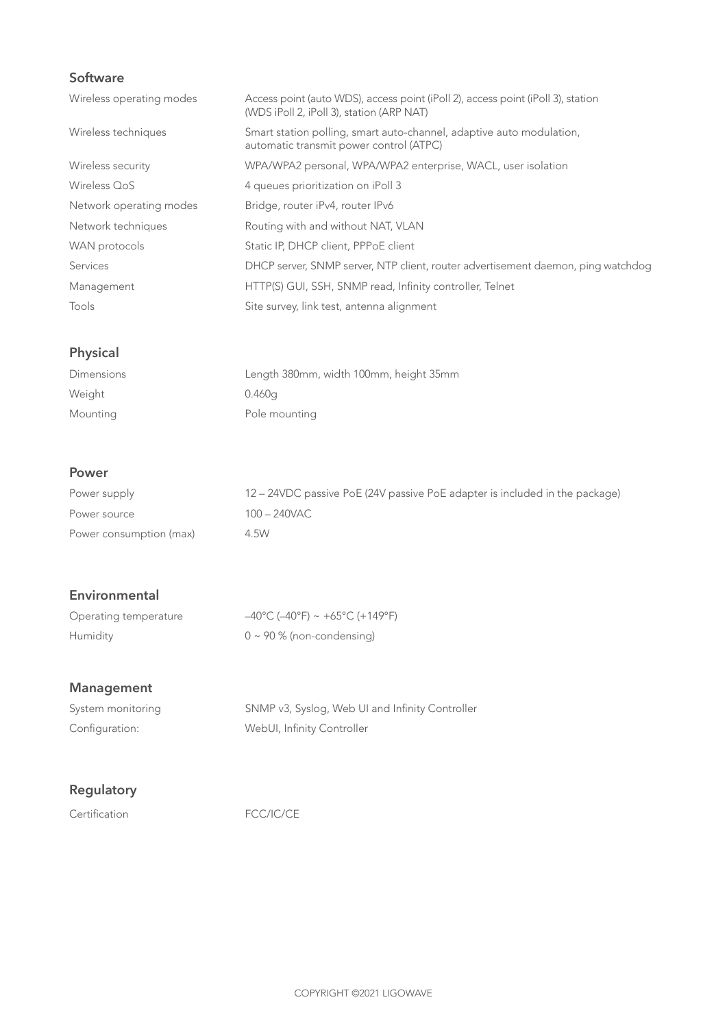## Software

| | |
|---|---|
| Wireless operating modes | Access point (auto WDS), access point (iPoll 2), access point (iPoll 3), station (WDS iPoll 2, iPoll 3), station (ARP NAT) |
| Wireless techniques | Smart station polling, smart auto-channel, adaptive auto modulation, automatic transmit power control (ATPC) |
| Wireless security | WPA/WPA2 personal, WPA/WPA2 enterprise, WACL, user isolation |
| Wireless QoS | 4 queues prioritization on iPoll 3 |
| Network operating modes | Bridge, router iPv4, router IPv6 |
| Network techniques | Routing with and without NAT, VLAN |
| WAN protocols | Static IP, DHCP client, PPPoE client |
| Services | DHCP server, SNMP server, NTP client, router advertisement daemon, ping watchdog |
| Management | HTTP(S) GUI, SSH, SNMP read, Infinity controller, Telnet |
| Tools | Site survey, link test, antenna alignment |

## Physical

| | |
|---|---|
| Dimensions | Length 380mm, width 100mm, height 35mm |
| Weight | 0.460g |
| Mounting | Pole mounting |

## Power

| | |
|---|---|
| Power supply | 12 – 24VDC passive PoE (24V passive PoE adapter is included in the package) |
| Power source | 100 – 240VAC |
| Power consumption (max) | 4.5W |

## Environmental

| | |
|---|---|
| Operating temperature | –40°C (–40°F) ~ +65°C (+149°F) |
| Humidity | 0 ~ 90 % (non-condensing) |

## Management

| | |
|---|---|
| System monitoring | SNMP v3, Syslog, Web UI and Infinity Controller |
| Configuration: | WebUI, Infinity Controller |

## Regulatory

| | |
|---|---|
| Certification | FCC/IC/CE |

COPYRIGHT ©2021 LIGOWAVE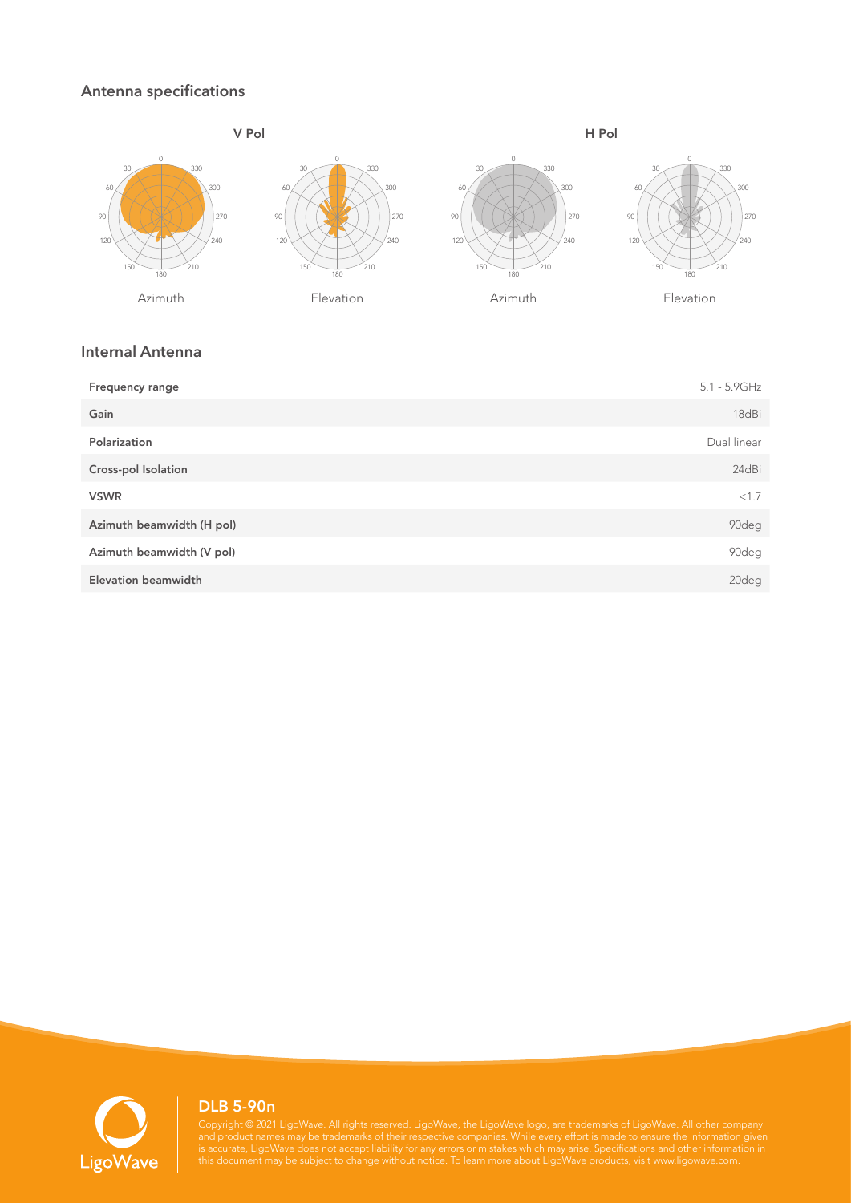## Antenna specifications

V Pol

H Pol

Azimuth

Elevation

Azimuth

Elevation

## Internal Antenna

| | |
|---|---|
| **Frequency range** | 5.1 - 5.9GHz |
| **Gain** | 18dBi |
| **Polarization** | Dual linear |
| **Cross-pol Isolation** | 24dBi |
| **VSWR** | <1.7 |
| **Azimuth beamwidth (H pol)** | 90deg |
| **Azimuth beamwidth (V pol)** | 90deg |
| **Elevation beamwidth** | 20deg |

LigoWave

**DLB 5-90n**

Copyright © 2021 LigoWave. All rights reserved. LigoWave, the LigoWave logo, are trademarks of LigoWave. All other company and product names may be trademarks of their respective companies. While every effort is made to ensure the information given is accurate, LigoWave does not accept liability for any errors or mistakes which may arise. Specifications and other information in this document may be subject to change without notice. To learn more about LigoWave products, visit www.ligowave.com.